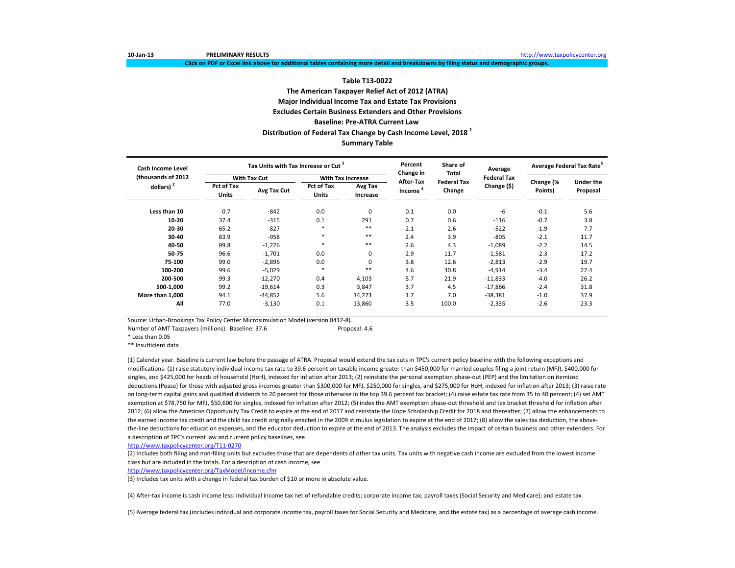10-Jan-13 **PRELIMINARY RESULTS** http://www.taxpolicycenter.org

**Click on PDF or Excel link above for additional tables containing more detail and breakdowns by filing status and demographic groups.**

# Table T13-0022
## The American Taxpayer Relief Act of 2012 (ATRA)
## Major Individual Income Tax and Estate Tax Provisions
## Excludes Certain Business Extenders and Other Provisions
## Baseline: Pre-ATRA Current Law
## Distribution of Federal Tax Change by Cash Income Level, 2018 [1]
## Summary Table

| Cash Income Level (thousands of 2012 dollars) [2] | Tax Units with Tax Increase or Cut [3] | | | | Percent Change in After-Tax Income [4] | Share of Total Federal Tax Change | Average Federal Tax Change ($) | Average Federal Tax Rate[5] | |
|---|---|---|---|---|---|---|---|---|---|
| | With Tax Cut | | With Tax Increase | | | | | | |
| | Pct of Tax Units | Avg Tax Cut | Pct of Tax Units | Avg Tax Increase | | | | Change (% Points) | Under the Proposal |
| Less than 10 | 0.7 | -842 | 0.0 | 0 | 0.1 | 0.0 | -6 | -0.1 | 5.6 |
| 10-20 | 37.4 | -315 | 0.1 | 291 | 0.7 | 0.6 | -116 | -0.7 | 3.8 |
| 20-30 | 65.2 | -827 | * | ** | 2.1 | 2.6 | -522 | -1.9 | 7.7 |
| 30-40 | 83.9 | -958 | * | ** | 2.4 | 3.9 | -805 | -2.1 | 11.7 |
| 40-50 | 89.8 | -1,226 | * | ** | 2.6 | 4.3 | -1,089 | -2.2 | 14.5 |
| 50-75 | 96.6 | -1,701 | 0.0 | 0 | 2.9 | 11.7 | -1,581 | -2.3 | 17.2 |
| 75-100 | 99.0 | -2,896 | 0.0 | 0 | 3.8 | 12.6 | -2,813 | -2.9 | 19.7 |
| 100-200 | 99.6 | -5,029 | * | ** | 4.6 | 30.8 | -4,914 | -3.4 | 22.4 |
| 200-500 | 99.3 | -12,270 | 0.4 | 4,103 | 5.7 | 21.9 | -11,833 | -4.0 | 26.2 |
| 500-1,000 | 99.2 | -19,614 | 0.3 | 3,847 | 3.7 | 4.5 | -17,866 | -2.4 | 31.8 |
| More than 1,000 | 94.1 | -44,852 | 5.6 | 34,273 | 1.7 | 7.0 | -38,381 | -1.0 | 37.9 |
| All | 77.0 | -3,130 | 0.1 | 13,860 | 3.5 | 100.0 | -2,335 | -2.6 | 23.3 |

Source: Urban-Brookings Tax Policy Center Microsimulation Model (version 0412-8).

Number of AMT Taxpayers (millions). Baseline: 37.6 Proposal: 4.6

* Less than 0.05

** Insufficient data

(1) Calendar year. Baseline is current law before the passage of ATRA. Proposal would extend the tax cuts in TPC's current policy baseline with the following exceptions and modifications: (1) raise statutory individual income tax rate to 39.6 percent on taxable income greater than $450,000 for married couples filing a joint return (MFJ), $400,000 for singles, and $425,000 for heads of household (HoH), indexed for inflation after 2013; (2) reinstate the personal exemption phase-out (PEP) and the limitation on itemized deductions (Pease) for those with adjusted gross incomes greater than $300,000 for MFJ, $250,000 for singles, and $275,000 for HoH, indexed for inflation after 2013; (3) raise rate on long-term capital gains and qualified dividends to 20 percent for those otherwise in the top 39.6 percent tax bracket; (4) raise estate tax rate from 35 to 40 percent; (4) set AMT exemption at $78,750 for MFJ, $50,600 for singles, indexed for inflation after 2012; (5) index the AMT exemption phase-out threshold and tax bracket threshold for inflation after 2012; (6) allow the American Opportunity Tax Credit to expire at the end of 2017 and reinstate the Hope Scholarship Credit for 2018 and thereafter; (7) allow the enhancements to the earned income tax credit and the child tax credit originally enacted in the 2009 stimulus legislation to expire at the end of 2017; (8) allow the sales tax deduction, the above-the-line deductions for education expenses, and the educator deduction to expire at the end of 2013. The analysis excludes the impact of certain business and other extenders. For a description of TPC's current law and current policy baselines, see
http://www.taxpolicycenter.org/T11-0270

(2) Includes both filing and non-filing units but excludes those that are dependents of other tax units. Tax units with negative cash income are excluded from the lowest income class but are included in the totals. For a description of cash income, see
http://www.taxpolicycenter.org/TaxModel/income.cfm

(3) Includes tax units with a change in federal tax burden of $10 or more in absolute value.

(4) After-tax income is cash income less: individual income tax net of refundable credits; corporate income tax; payroll taxes (Social Security and Medicare); and estate tax.

(5) Average federal tax (includes individual and corporate income tax, payroll taxes for Social Security and Medicare, and the estate tax) as a percentage of average cash income.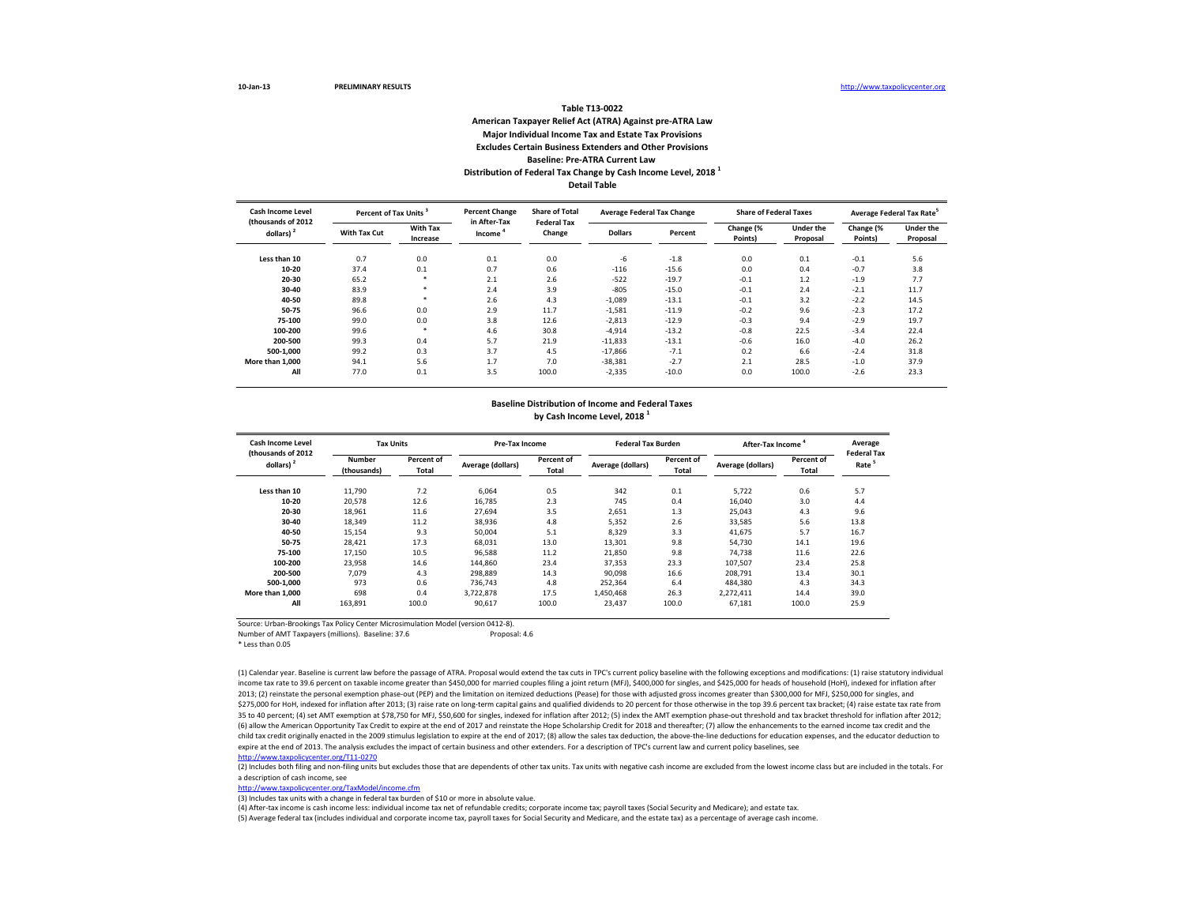10-Jan-13 PRELIMINARY RESULTS http://www.taxpolicycenter.org

### Table T13-0022
### American Taxpayer Relief Act (ATRA) Against pre-ATRA Law
### Major Individual Income Tax and Estate Tax Provisions
### Excludes Certain Business Extenders and Other Provisions
### Baseline: Pre-ATRA Current Law
### Distribution of Federal Tax Change by Cash Income Level, 2018 [1]
### Detail Table

| Cash Income Level (thousands of 2012 dollars) [2] | Percent of Tax Units [3] | | Percent Change in After-Tax Income [4] | Share of Total Federal Tax Change | Average Federal Tax Change | | Share of Federal Taxes | | Average Federal Tax Rate[5] | |
|---|---|---|---|---|---|---|---|---|---|---|
| | With Tax Cut | With Tax Increase | | | Dollars | Percent | Change (% Points) | Under the Proposal | Change (% Points) | Under the Proposal |
| Less than 10 | 0.7 | 0.0 | 0.1 | 0.0 | -6 | -1.8 | 0.0 | 0.1 | -0.1 | 5.6 |
| 10-20 | 37.4 | 0.1 | 0.7 | 0.6 | -116 | -15.6 | 0.0 | 0.4 | -0.7 | 3.8 |
| 20-30 | 65.2 | * | 2.1 | 2.6 | -522 | -19.7 | -0.1 | 1.2 | -1.9 | 7.7 |
| 30-40 | 83.9 | * | 2.4 | 3.9 | -805 | -15.0 | -0.1 | 2.4 | -2.1 | 11.7 |
| 40-50 | 89.8 | * | 2.6 | 4.3 | -1,089 | -13.1 | -0.1 | 3.2 | -2.2 | 14.5 |
| 50-75 | 96.6 | 0.0 | 2.9 | 11.7 | -1,581 | -11.9 | -0.2 | 9.6 | -2.3 | 17.2 |
| 75-100 | 99.0 | 0.0 | 3.8 | 12.6 | -2,813 | -12.9 | -0.3 | 9.4 | -2.9 | 19.7 |
| 100-200 | 99.6 | * | 4.6 | 30.8 | -4,914 | -13.2 | -0.8 | 22.5 | -3.4 | 22.4 |
| 200-500 | 99.3 | 0.4 | 5.7 | 21.9 | -11,833 | -13.1 | -0.6 | 16.0 | -4.0 | 26.2 |
| 500-1,000 | 99.2 | 0.3 | 3.7 | 4.5 | -17,866 | -7.1 | 0.2 | 6.6 | -2.4 | 31.8 |
| More than 1,000 | 94.1 | 5.6 | 1.7 | 7.0 | -38,381 | -2.7 | 2.1 | 28.5 | -1.0 | 37.9 |
| All | 77.0 | 0.1 | 3.5 | 100.0 | -2,335 | -10.0 | 0.0 | 100.0 | -2.6 | 23.3 |

### Baseline Distribution of Income and Federal Taxes by Cash Income Level, 2018 [1]

| Cash Income Level (thousands of 2012 dollars) [2] | Tax Units | | Pre-Tax Income | | Federal Tax Burden | | After-Tax Income [4] | | Average Federal Tax Rate [5] |
|---|---|---|---|---|---|---|---|---|---|
| | Number (thousands) | Percent of Total | Average (dollars) | Percent of Total | Average (dollars) | Percent of Total | Average (dollars) | Percent of Total | |
| Less than 10 | 11,790 | 7.2 | 6,064 | 0.5 | 342 | 0.1 | 5,722 | 0.6 | 5.7 |
| 10-20 | 20,578 | 12.6 | 16,785 | 2.3 | 745 | 0.4 | 16,040 | 3.0 | 4.4 |
| 20-30 | 18,961 | 11.6 | 27,694 | 3.5 | 2,651 | 1.3 | 25,043 | 4.3 | 9.6 |
| 30-40 | 18,349 | 11.2 | 38,936 | 4.8 | 5,352 | 2.6 | 33,585 | 5.6 | 13.8 |
| 40-50 | 15,154 | 9.3 | 50,004 | 5.1 | 8,329 | 3.3 | 41,675 | 5.7 | 16.7 |
| 50-75 | 28,421 | 17.3 | 68,031 | 13.0 | 13,301 | 9.8 | 54,730 | 14.1 | 19.6 |
| 75-100 | 17,150 | 10.5 | 96,588 | 11.2 | 21,850 | 9.8 | 74,738 | 11.6 | 22.6 |
| 100-200 | 23,958 | 14.6 | 144,860 | 23.4 | 37,353 | 23.3 | 107,507 | 23.4 | 25.8 |
| 200-500 | 7,079 | 4.3 | 298,889 | 14.3 | 90,098 | 16.6 | 208,791 | 13.4 | 30.1 |
| 500-1,000 | 973 | 0.6 | 736,743 | 4.8 | 252,364 | 6.4 | 484,380 | 4.3 | 34.3 |
| More than 1,000 | 698 | 0.4 | 3,722,878 | 17.5 | 1,450,468 | 26.3 | 2,272,411 | 14.4 | 39.0 |
| All | 163,891 | 100.0 | 90,617 | 100.0 | 23,437 | 100.0 | 67,181 | 100.0 | 25.9 |

Source: Urban-Brookings Tax Policy Center Microsimulation Model (version 0412-8).

Number of AMT Taxpayers (millions). Baseline: 37.6 Proposal: 4.6

* Less than 0.05

(1) Calendar year. Baseline is current law before the passage of ATRA. Proposal would extend the tax cuts in TPC's current policy baseline with the following exceptions and modifications: (1) raise statutory individual income tax rate to 39.6 percent on taxable income greater than $450,000 for married couples filing a joint return (MFJ), $400,000 for singles, and $425,000 for heads of household (HoH), indexed for inflation after 2013; (2) reinstate the personal exemption phase-out (PEP) and the limitation on itemized deductions (Pease) for those with adjusted gross incomes greater than $300,000 for MFJ, $250,000 for singles, and $275,000 for HoH, indexed for inflation after 2013; (3) raise rate on long-term capital gains and qualified dividends to 20 percent for those otherwise in the top 39.6 percent tax bracket; (4) raise estate tax rate from 35 to 40 percent; (4) set AMT exemption at $78,750 for MFJ, $50,600 for singles, indexed for inflation after 2012; (5) index the AMT exemption phase-out threshold and tax bracket threshold for inflation after 2012; (6) allow the American Opportunity Tax Credit to expire at the end of 2017 and reinstate the Hope Scholarship Credit for 2018 and thereafter; (7) allow the enhancements to the earned income tax credit and the child tax credit originally enacted in the 2009 stimulus legislation to expire at the end of 2017; (8) allow the sales tax deduction, the above-the-line deductions for education expenses, and the educator deduction to expire at the end of 2013. The analysis excludes the impact of certain business and other extenders. For a description of TPC's current law and current policy baselines, see http://www.taxpolicycenter.org/T11-0270

(2) Includes both filing and non-filing units but excludes those that are dependents of other tax units. Tax units with negative cash income are excluded from the lowest income class but are included in the totals. For a description of cash income, see http://www.taxpolicycenter.org/TaxModel/income.cfm

(3) Includes tax units with a change in federal tax burden of $10 or more in absolute value.

(4) After-tax income is cash income less: individual income tax net of refundable credits; corporate income tax; payroll taxes (Social Security and Medicare); and estate tax.

(5) Average federal tax (includes individual and corporate income tax, payroll taxes for Social Security and Medicare, and the estate tax) as a percentage of average cash income.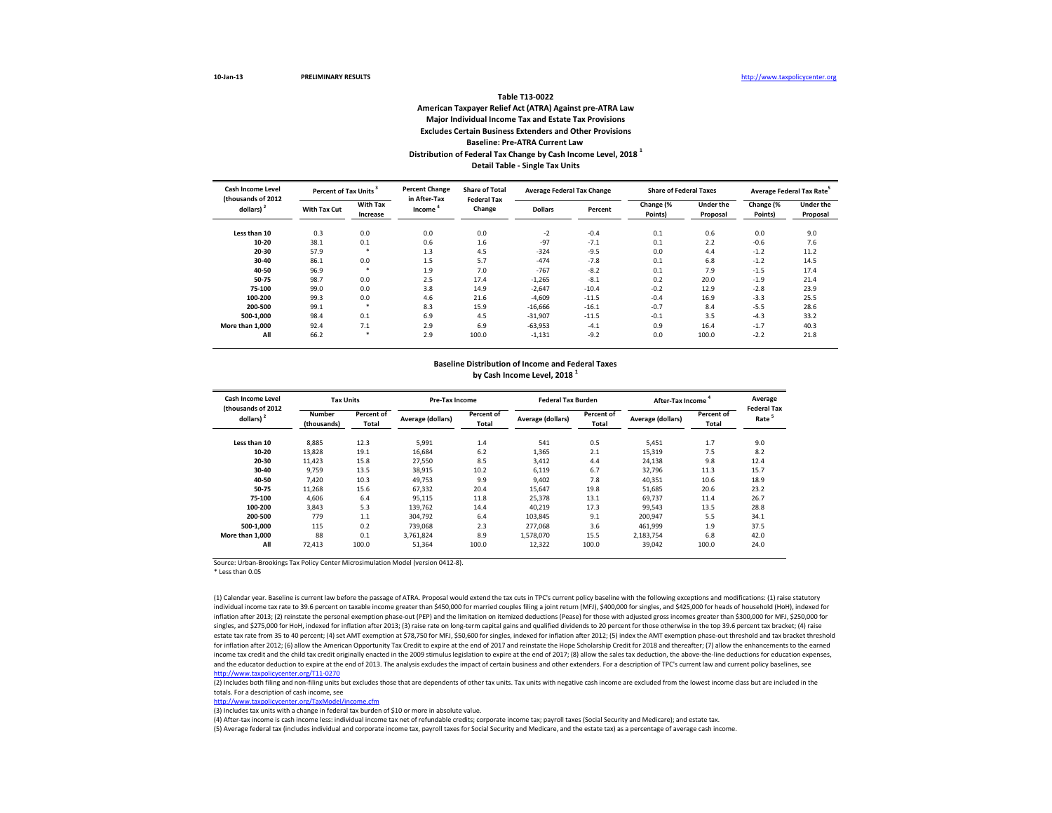**10-Jan-13** **PRELIMINARY RESULTS** http://www.taxpolicycenter.org

### Table T13-0022
### American Taxpayer Relief Act (ATRA) Against pre-ATRA Law
### Major Individual Income Tax and Estate Tax Provisions
### Excludes Certain Business Extenders and Other Provisions
### Baseline: Pre-ATRA Current Law
### Distribution of Federal Tax Change by Cash Income Level, 2018 [1]
### Detail Table - Single Tax Units

| Cash Income Level (thousands of 2012 dollars) [2] | Percent of Tax Units [3] | | Percent Change in After-Tax Income [4] | Share of Total Federal Tax Change | Average Federal Tax Change | | Share of Federal Taxes | | Average Federal Tax Rate [5] | |
|---|---|---|---|---|---|---|---|---|---|---|
| | With Tax Cut | With Tax Increase | | | Dollars | Percent | Change (% Points) | Under the Proposal | Change (% Points) | Under the Proposal |
| Less than 10 | 0.3 | 0.0 | 0.0 | 0.0 | -2 | -0.4 | 0.1 | 0.6 | 0.0 | 9.0 |
| 10-20 | 38.1 | 0.1 | 0.6 | 1.6 | -97 | -7.1 | 0.1 | 2.2 | -0.6 | 7.6 |
| 20-30 | 57.9 | * | 1.3 | 4.5 | -324 | -9.5 | 0.0 | 4.4 | -1.2 | 11.2 |
| 30-40 | 86.1 | 0.0 | 1.5 | 5.7 | -474 | -7.8 | 0.1 | 6.8 | -1.2 | 14.5 |
| 40-50 | 96.9 | * | 1.9 | 7.0 | -767 | -8.2 | 0.1 | 7.9 | -1.5 | 17.4 |
| 50-75 | 98.7 | 0.0 | 2.5 | 17.4 | -1,265 | -8.1 | 0.2 | 20.0 | -1.9 | 21.4 |
| 75-100 | 99.0 | 0.0 | 3.8 | 14.9 | -2,647 | -10.4 | -0.2 | 12.9 | -2.8 | 23.9 |
| 100-200 | 99.3 | 0.0 | 4.6 | 21.6 | -4,609 | -11.5 | -0.4 | 16.9 | -3.3 | 25.5 |
| 200-500 | 99.1 | * | 8.3 | 15.9 | -16,666 | -16.1 | -0.7 | 8.4 | -5.5 | 28.6 |
| 500-1,000 | 98.4 | 0.1 | 6.9 | 4.5 | -31,907 | -11.5 | -0.1 | 3.5 | -4.3 | 33.2 |
| More than 1,000 | 92.4 | 7.1 | 2.9 | 6.9 | -63,953 | -4.1 | 0.9 | 16.4 | -1.7 | 40.3 |
| All | 66.2 | * | 2.9 | 100.0 | -1,131 | -9.2 | 0.0 | 100.0 | -2.2 | 21.8 |

### Baseline Distribution of Income and Federal Taxes by Cash Income Level, 2018 [1]

| Cash Income Level (thousands of 2012 dollars) [2] | Tax Units | | Pre-Tax Income | | Federal Tax Burden | | After-Tax Income [4] | | Average Federal Tax Rate [5] |
|---|---|---|---|---|---|---|---|---|---|
| | Number (thousands) | Percent of Total | Average (dollars) | Percent of Total | Average (dollars) | Percent of Total | Average (dollars) | Percent of Total | |
| Less than 10 | 8,885 | 12.3 | 5,991 | 1.4 | 541 | 0.5 | 5,451 | 1.7 | 9.0 |
| 10-20 | 13,828 | 19.1 | 16,684 | 6.2 | 1,365 | 2.1 | 15,319 | 7.5 | 8.2 |
| 20-30 | 11,423 | 15.8 | 27,550 | 8.5 | 3,412 | 4.4 | 24,138 | 9.8 | 12.4 |
| 30-40 | 9,759 | 13.5 | 38,915 | 10.2 | 6,119 | 6.7 | 32,796 | 11.3 | 15.7 |
| 40-50 | 7,420 | 10.3 | 49,753 | 9.9 | 9,402 | 7.8 | 40,351 | 10.6 | 18.9 |
| 50-75 | 11,268 | 15.6 | 67,332 | 20.4 | 15,647 | 19.8 | 51,685 | 20.6 | 23.2 |
| 75-100 | 4,606 | 6.4 | 95,115 | 11.8 | 25,378 | 13.1 | 69,737 | 11.4 | 26.7 |
| 100-200 | 3,843 | 5.3 | 139,762 | 14.4 | 40,219 | 17.3 | 99,543 | 13.5 | 28.8 |
| 200-500 | 779 | 1.1 | 304,792 | 6.4 | 103,845 | 9.1 | 200,947 | 5.5 | 34.1 |
| 500-1,000 | 115 | 0.2 | 739,068 | 2.3 | 277,068 | 3.6 | 461,999 | 1.9 | 37.5 |
| More than 1,000 | 88 | 0.1 | 3,761,824 | 8.9 | 1,578,070 | 15.5 | 2,183,754 | 6.8 | 42.0 |
| All | 72,413 | 100.0 | 51,364 | 100.0 | 12,322 | 100.0 | 39,042 | 100.0 | 24.0 |

Source: Urban-Brookings Tax Policy Center Microsimulation Model (version 0412-8).

* Less than 0.05

(1) Calendar year. Baseline is current law before the passage of ATRA. Proposal would extend the tax cuts in TPC's current policy baseline with the following exceptions and modifications: (1) raise statutory individual income tax rate to 39.6 percent on taxable income greater than $450,000 for married couples filing a joint return (MFJ), $400,000 for singles, and $425,000 for heads of household (HoH), indexed for inflation after 2013; (2) reinstate the personal exemption phase-out (PEP) and the limitation on itemized deductions (Pease) for those with adjusted gross incomes greater than $300,000 for MFJ, $250,000 for singles, and $275,000 for HoH, indexed for inflation after 2013; (3) raise rate on long-term capital gains and qualified dividends to 20 percent for those otherwise in the top 39.6 percent tax bracket; (4) raise estate tax rate from 35 to 40 percent; (4) set AMT exemption at $78,750 for MFJ, $50,600 for singles, indexed for inflation after 2012; (5) index the AMT exemption phase-out threshold and tax bracket threshold for inflation after 2012; (6) allow the American Opportunity Tax Credit to expire at the end of 2017 and reinstate the Hope Scholarship Credit for 2018 and thereafter; (7) allow the enhancements to the earned income tax credit and the child tax credit originally enacted in the 2009 stimulus legislation to expire at the end of 2017; (8) allow the sales tax deduction, the above-the-line deductions for education expenses, and the educator deduction to expire at the end of 2013. The analysis excludes the impact of certain business and other extenders. For a description of TPC's current law and current policy baselines, see http://www.taxpolicycenter.org/T11-0270

(2) Includes both filing and non-filing units but excludes those that are dependents of other tax units. Tax units with negative cash income are excluded from the lowest income class but are included in the totals. For a description of cash income, see
http://www.taxpolicycenter.org/TaxModel/income.cfm

(3) Includes tax units with a change in federal tax burden of $10 or more in absolute value.

(4) After-tax income is cash income less: individual income tax net of refundable credits; corporate income tax; payroll taxes (Social Security and Medicare); and estate tax.

(5) Average federal tax (includes individual and corporate income tax, payroll taxes for Social Security and Medicare, and the estate tax) as a percentage of average cash income.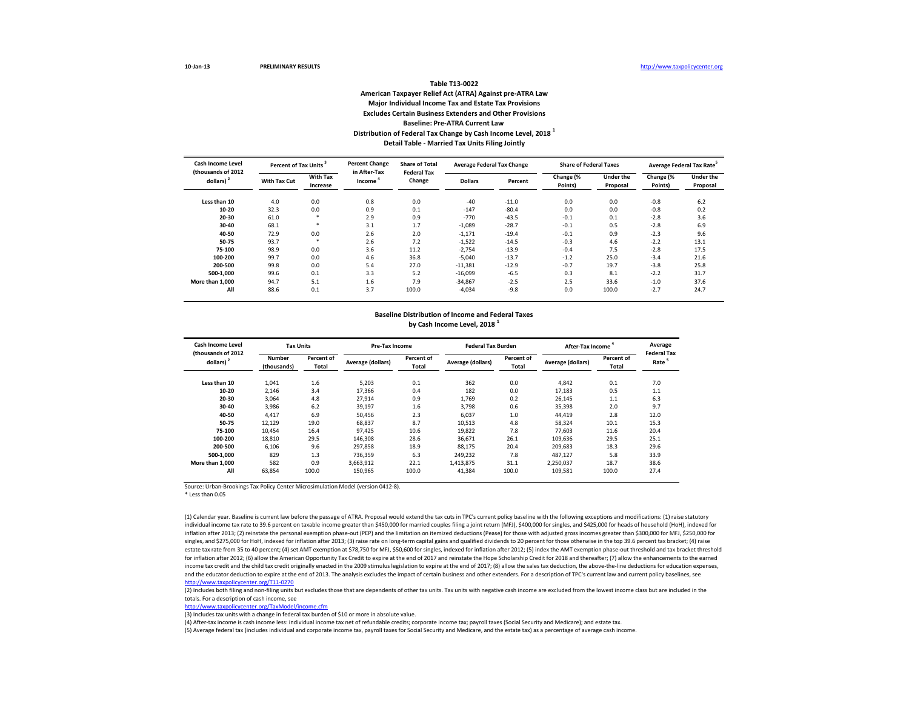10-Jan-13 PRELIMINARY RESULTS http://www.taxpolicycenter.org

**Table T13-0022**

**American Taxpayer Relief Act (ATRA) Against pre-ATRA Law**

**Major Individual Income Tax and Estate Tax Provisions**

**Excludes Certain Business Extenders and Other Provisions**

**Baseline: Pre-ATRA Current Law**

**Distribution of Federal Tax Change by Cash Income Level, 2018 [1]**

**Detail Table - Married Tax Units Filing Jointly**

| Cash Income Level (thousands of 2012 dollars) [2] | Percent of Tax Units [3] | | Percent Change in After-Tax Income [4] | Share of Total Federal Tax Change | Average Federal Tax Change | | Share of Federal Taxes | | Average Federal Tax Rate [5] | |
|---|---|---|---|---|---|---|---|---|---|---|
| | With Tax Cut | With Tax Increase | | | Dollars | Percent | Change (% Points) | Under the Proposal | Change (% Points) | Under the Proposal |
| Less than 10 | 4.0 | 0.0 | 0.8 | 0.0 | -40 | -11.0 | 0.0 | 0.0 | -0.8 | 6.2 |
| 10-20 | 32.3 | 0.0 | 0.9 | 0.1 | -147 | -80.4 | 0.0 | 0.0 | -0.8 | 0.2 |
| 20-30 | 61.0 | * | 2.9 | 0.9 | -770 | -43.5 | -0.1 | 0.1 | -2.8 | 3.6 |
| 30-40 | 68.1 | * | 3.1 | 1.7 | -1,089 | -28.7 | -0.1 | 0.5 | -2.8 | 6.9 |
| 40-50 | 72.9 | 0.0 | 2.6 | 2.0 | -1,171 | -19.4 | -0.1 | 0.9 | -2.3 | 9.6 |
| 50-75 | 93.7 | * | 2.6 | 7.2 | -1,522 | -14.5 | -0.3 | 4.6 | -2.2 | 13.1 |
| 75-100 | 98.9 | 0.0 | 3.6 | 11.2 | -2,754 | -13.9 | -0.4 | 7.5 | -2.8 | 17.5 |
| 100-200 | 99.7 | 0.0 | 4.6 | 36.8 | -5,040 | -13.7 | -1.2 | 25.0 | -3.4 | 21.6 |
| 200-500 | 99.8 | 0.0 | 5.4 | 27.0 | -11,381 | -12.9 | -0.7 | 19.7 | -3.8 | 25.8 |
| 500-1,000 | 99.6 | 0.1 | 3.3 | 5.2 | -16,099 | -6.5 | 0.3 | 8.1 | -2.2 | 31.7 |
| More than 1,000 | 94.7 | 5.1 | 1.6 | 7.9 | -34,867 | -2.5 | 2.5 | 33.6 | -1.0 | 37.6 |
| All | 88.6 | 0.1 | 3.7 | 100.0 | -4,034 | -9.8 | 0.0 | 100.0 | -2.7 | 24.7 |

**Baseline Distribution of Income and Federal Taxes by Cash Income Level, 2018 [1]**

| Cash Income Level (thousands of 2012 dollars) [2] | Tax Units | | Pre-Tax Income | | Federal Tax Burden | | After-Tax Income [4] | | Average Federal Tax Rate [5] |
|---|---|---|---|---|---|---|---|---|---|
| | Number (thousands) | Percent of Total | Average (dollars) | Percent of Total | Average (dollars) | Percent of Total | Average (dollars) | Percent of Total | |
| Less than 10 | 1,041 | 1.6 | 5,203 | 0.1 | 362 | 0.0 | 4,842 | 0.1 | 7.0 |
| 10-20 | 2,146 | 3.4 | 17,366 | 0.4 | 182 | 0.0 | 17,183 | 0.5 | 1.1 |
| 20-30 | 3,064 | 4.8 | 27,914 | 0.9 | 1,769 | 0.2 | 26,145 | 1.1 | 6.3 |
| 30-40 | 3,986 | 6.2 | 39,197 | 1.6 | 3,798 | 0.6 | 35,398 | 2.0 | 9.7 |
| 40-50 | 4,417 | 6.9 | 50,456 | 2.3 | 6,037 | 1.0 | 44,419 | 2.8 | 12.0 |
| 50-75 | 12,129 | 19.0 | 68,837 | 8.7 | 10,513 | 4.8 | 58,324 | 10.1 | 15.3 |
| 75-100 | 10,454 | 16.4 | 97,425 | 10.6 | 19,822 | 7.8 | 77,603 | 11.6 | 20.4 |
| 100-200 | 18,810 | 29.5 | 146,308 | 28.6 | 36,671 | 26.1 | 109,636 | 29.5 | 25.1 |
| 200-500 | 6,106 | 9.6 | 297,858 | 18.9 | 88,175 | 20.4 | 209,683 | 18.3 | 29.6 |
| 500-1,000 | 829 | 1.3 | 736,359 | 6.3 | 249,232 | 7.8 | 487,127 | 5.8 | 33.9 |
| More than 1,000 | 582 | 0.9 | 3,663,912 | 22.1 | 1,413,875 | 31.1 | 2,250,037 | 18.7 | 38.6 |
| All | 63,854 | 100.0 | 150,965 | 100.0 | 41,384 | 100.0 | 109,581 | 100.0 | 27.4 |

Source: Urban-Brookings Tax Policy Center Microsimulation Model (version 0412-8).

* Less than 0.05

(1) Calendar year. Baseline is current law before the passage of ATRA. Proposal would extend the tax cuts in TPC's current policy baseline with the following exceptions and modifications: (1) raise statutory individual income tax rate to 39.6 percent on taxable income greater than $450,000 for married couples filing a joint return (MFJ), $400,000 for singles, and $425,000 for heads of household (HoH), indexed for inflation after 2013; (2) reinstate the personal exemption phase-out (PEP) and the limitation on itemized deductions (Pease) for those with adjusted gross incomes greater than $300,000 for MFJ, $250,000 for singles, and $275,000 for HoH, indexed for inflation after 2013; (3) raise rate on long-term capital gains and qualified dividends to 20 percent for those otherwise in the top 39.6 percent tax bracket; (4) raise estate tax rate from 35 to 40 percent; (4) set AMT exemption at $78,750 for MFJ, $50,600 for singles, indexed for inflation after 2012; (5) index the AMT exemption phase-out threshold and tax bracket threshold for inflation after 2012; (6) allow the American Opportunity Tax Credit to expire at the end of 2017 and reinstate the Hope Scholarship Credit for 2018 and thereafter; (7) allow the enhancements to the earned income tax credit and the child tax credit originally enacted in the 2009 stimulus legislation to expire at the end of 2017; (8) allow the sales tax deduction, the above-the-line deductions for education expenses, and the educator deduction to expire at the end of 2013. The analysis excludes the impact of certain business and other extenders. For a description of TPC's current law and current policy baselines, see http://www.taxpolicycenter.org/T11-0270

(2) Includes both filing and non-filing units but excludes those that are dependents of other tax units. Tax units with negative cash income are excluded from the lowest income class but are included in the totals. For a description of cash income, see http://www.taxpolicycenter.org/TaxModel/income.cfm

(3) Includes tax units with a change in federal tax burden of $10 or more in absolute value.

(4) After-tax income is cash income less: individual income tax net of refundable credits; corporate income tax; payroll taxes (Social Security and Medicare); and estate tax.

(5) Average federal tax (includes individual and corporate income tax, payroll taxes for Social Security and Medicare, and the estate tax) as a percentage of average cash income.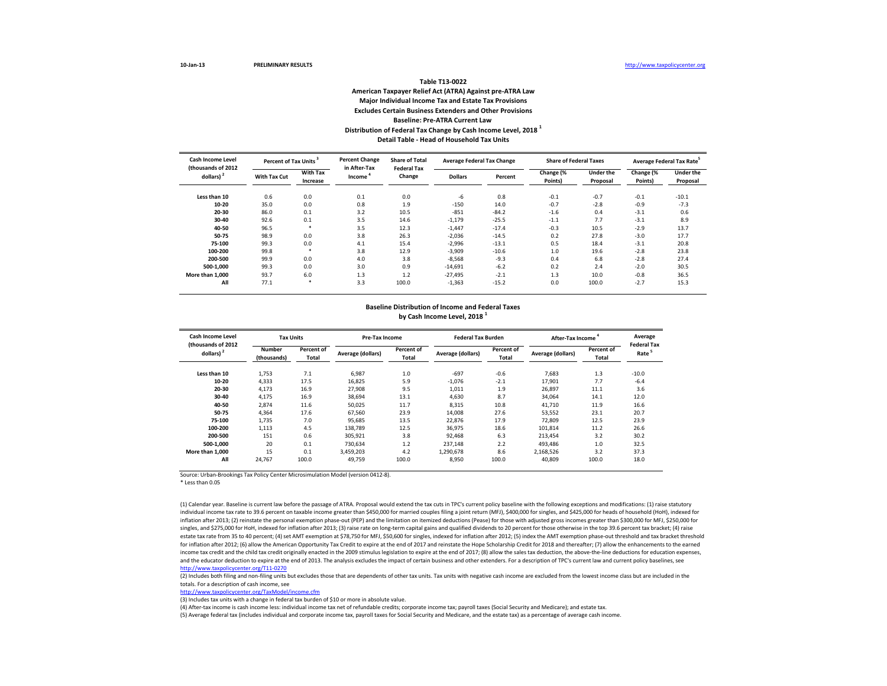10-Jan-13 PRELIMINARY RESULTS http://www.taxpolicycenter.org

# Table T13-0022

## American Taxpayer Relief Act (ATRA) Against pre-ATRA Law
## Major Individual Income Tax and Estate Tax Provisions
## Excludes Certain Business Extenders and Other Provisions
## Baseline: Pre-ATRA Current Law
## Distribution of Federal Tax Change by Cash Income Level, 2018 [1]
## Detail Table - Head of Household Tax Units

| Cash Income Level (thousands of 2012 dollars) [2] | Percent of Tax Units [3] | | Percent Change in After-Tax Income [4] | Share of Total Federal Tax Change | Average Federal Tax Change | | Share of Federal Taxes | | Average Federal Tax Rate [5] | |
|---|---|---|---|---|---|---|---|---|---|---|
| | With Tax Cut | With Tax Increase | | | Dollars | Percent | Change (% Points) | Under the Proposal | Change (% Points) | Under the Proposal |
| Less than 10 | 0.6 | 0.0 | 0.1 | 0.0 | -6 | 0.8 | -0.1 | -0.7 | -0.1 | -10.1 |
| 10-20 | 35.0 | 0.0 | 0.8 | 1.9 | -150 | 14.0 | -0.7 | -2.8 | -0.9 | -7.3 |
| 20-30 | 86.0 | 0.1 | 3.2 | 10.5 | -851 | -84.2 | -1.6 | 0.4 | -3.1 | 0.6 |
| 30-40 | 92.6 | 0.1 | 3.5 | 14.6 | -1,179 | -25.5 | -1.1 | 7.7 | -3.1 | 8.9 |
| 40-50 | 96.5 | * | 3.5 | 12.3 | -1,447 | -17.4 | -0.3 | 10.5 | -2.9 | 13.7 |
| 50-75 | 98.9 | 0.0 | 3.8 | 26.3 | -2,036 | -14.5 | 0.2 | 27.8 | -3.0 | 17.7 |
| 75-100 | 99.3 | 0.0 | 4.1 | 15.4 | -2,996 | -13.1 | 0.5 | 18.4 | -3.1 | 20.8 |
| 100-200 | 99.8 | * | 3.8 | 12.9 | -3,909 | -10.6 | 1.0 | 19.6 | -2.8 | 23.8 |
| 200-500 | 99.9 | 0.0 | 4.0 | 3.8 | -8,568 | -9.3 | 0.4 | 6.8 | -2.8 | 27.4 |
| 500-1,000 | 99.3 | 0.0 | 3.0 | 0.9 | -14,691 | -6.2 | 0.2 | 2.4 | -2.0 | 30.5 |
| More than 1,000 | 93.7 | 6.0 | 1.3 | 1.2 | -27,495 | -2.1 | 1.3 | 10.0 | -0.8 | 36.5 |
| All | 77.1 | * | 3.3 | 100.0 | -1,363 | -15.2 | 0.0 | 100.0 | -2.7 | 15.3 |

## Baseline Distribution of Income and Federal Taxes by Cash Income Level, 2018 [1]

| Cash Income Level (thousands of 2012 dollars) [2] | Tax Units | | Pre-Tax Income | | Federal Tax Burden | | After-Tax Income [4] | | Average Federal Tax Rate [5] |
|---|---|---|---|---|---|---|---|---|---|
| | Number (thousands) | Percent of Total | Average (dollars) | Percent of Total | Average (dollars) | Percent of Total | Average (dollars) | Percent of Total | |
| Less than 10 | 1,753 | 7.1 | 6,987 | 1.0 | -697 | -0.6 | 7,683 | 1.3 | -10.0 |
| 10-20 | 4,333 | 17.5 | 16,825 | 5.9 | -1,076 | -2.1 | 17,901 | 7.7 | -6.4 |
| 20-30 | 4,173 | 16.9 | 27,908 | 9.5 | 1,011 | 1.9 | 26,897 | 11.1 | 3.6 |
| 30-40 | 4,175 | 16.9 | 38,694 | 13.1 | 4,630 | 8.7 | 34,064 | 14.1 | 12.0 |
| 40-50 | 2,874 | 11.6 | 50,025 | 11.7 | 8,315 | 10.8 | 41,710 | 11.9 | 16.6 |
| 50-75 | 4,364 | 17.6 | 67,560 | 23.9 | 14,008 | 27.6 | 53,552 | 23.1 | 20.7 |
| 75-100 | 1,735 | 7.0 | 95,685 | 13.5 | 22,876 | 17.9 | 72,809 | 12.5 | 23.9 |
| 100-200 | 1,113 | 4.5 | 138,789 | 12.5 | 36,975 | 18.6 | 101,814 | 11.2 | 26.6 |
| 200-500 | 151 | 0.6 | 305,921 | 3.8 | 92,468 | 6.3 | 213,454 | 3.2 | 30.2 |
| 500-1,000 | 20 | 0.1 | 730,634 | 1.2 | 237,148 | 2.2 | 493,486 | 1.0 | 32.5 |
| More than 1,000 | 15 | 0.1 | 3,459,203 | 4.2 | 1,290,678 | 8.6 | 2,168,526 | 3.2 | 37.3 |
| All | 24,767 | 100.0 | 49,759 | 100.0 | 8,950 | 100.0 | 40,809 | 100.0 | 18.0 |

Source: Urban-Brookings Tax Policy Center Microsimulation Model (version 0412-8).

\* Less than 0.05

(1) Calendar year. Baseline is current law before the passage of ATRA. Proposal would extend the tax cuts in TPC's current policy baseline with the following exceptions and modifications: (1) raise statutory individual income tax rate to 39.6 percent on taxable income greater than $450,000 for married couples filing a joint return (MFJ), $400,000 for singles, and $425,000 for heads of household (HoH), indexed for inflation after 2013; (2) reinstate the personal exemption phase-out (PEP) and the limitation on itemized deductions (Pease) for those with adjusted gross incomes greater than $300,000 for MFJ, $250,000 for singles, and $275,000 for HoH, indexed for inflation after 2013; (3) raise rate on long-term capital gains and qualified dividends to 20 percent for those otherwise in the top 39.6 percent tax bracket; (4) raise estate tax rate from 35 to 40 percent; (4) set AMT exemption at $78,750 for MFJ, $50,600 for singles, indexed for inflation after 2012; (5) index the AMT exemption phase-out threshold and tax bracket threshold for inflation after 2012; (6) allow the American Opportunity Tax Credit to expire at the end of 2017 and reinstate the Hope Scholarship Credit for 2018 and thereafter; (7) allow the enhancements to the earned income tax credit and the child tax credit originally enacted in the 2009 stimulus legislation to expire at the end of 2017; (8) allow the sales tax deduction, the above-the-line deductions for education expenses, and the educator deduction to expire at the end of 2013. The analysis excludes the impact of certain business and other extenders. For a description of TPC's current law and current policy baselines, see http://www.taxpolicycenter.org/T11-0270

(2) Includes both filing and non-filing units but excludes those that are dependents of other tax units. Tax units with negative cash income are excluded from the lowest income class but are included in the totals. For a description of cash income, see
http://www.taxpolicycenter.org/TaxModel/income.cfm

(3) Includes tax units with a change in federal tax burden of $10 or more in absolute value.

(4) After-tax income is cash income less: individual income tax net of refundable credits; corporate income tax; payroll taxes (Social Security and Medicare); and estate tax.

(5) Average federal tax (includes individual and corporate income tax, payroll taxes for Social Security and Medicare, and the estate tax) as a percentage of average cash income.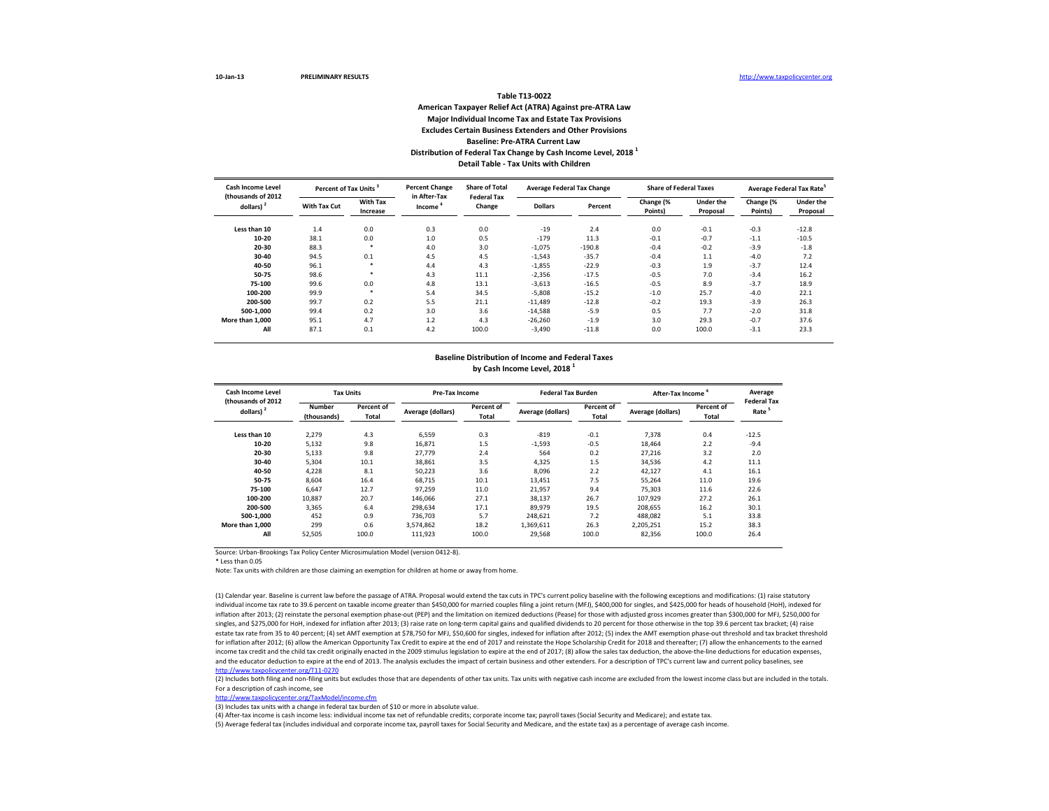10-Jan-13 **PRELIMINARY RESULTS** http://www.taxpolicycenter.org

**Table T13-0022**
**American Taxpayer Relief Act (ATRA) Against pre-ATRA Law**
**Major Individual Income Tax and Estate Tax Provisions**
**Excludes Certain Business Extenders and Other Provisions**
**Baseline: Pre-ATRA Current Law**
**Distribution of Federal Tax Change by Cash Income Level, 2018** [1]
**Detail Table - Tax Units with Children**

| Cash Income Level (thousands of 2012 dollars) [2] | Percent of Tax Units [3] | | Percent Change in After-Tax Income [4] | Share of Total Federal Tax Change | Average Federal Tax Change | | Share of Federal Taxes | | Average Federal Tax Rate [5] | |
|---|---|---|---|---|---|---|---|---|---|---|
| | With Tax Cut | With Tax Increase | | | Dollars | Percent | Change (% Points) | Under the Proposal | Change (% Points) | Under the Proposal |
| Less than 10 | 1.4 | 0.0 | 0.3 | 0.0 | -19 | 2.4 | 0.0 | -0.1 | -0.3 | -12.8 |
| 10-20 | 38.1 | 0.0 | 1.0 | 0.5 | -179 | 11.3 | -0.1 | -0.7 | -1.1 | -10.5 |
| 20-30 | 88.3 | * | 4.0 | 3.0 | -1,075 | -190.8 | -0.4 | -0.2 | -3.9 | -1.8 |
| 30-40 | 94.5 | 0.1 | 4.5 | 4.5 | -1,543 | -35.7 | -0.4 | 1.1 | -4.0 | 7.2 |
| 40-50 | 96.1 | * | 4.4 | 4.3 | -1,855 | -22.9 | -0.3 | 1.9 | -3.7 | 12.4 |
| 50-75 | 98.6 | * | 4.3 | 11.1 | -2,356 | -17.5 | -0.5 | 7.0 | -3.4 | 16.2 |
| 75-100 | 99.6 | 0.0 | 4.8 | 13.1 | -3,613 | -16.5 | -0.5 | 8.9 | -3.7 | 18.9 |
| 100-200 | 99.9 | * | 5.4 | 34.5 | -5,808 | -15.2 | -1.0 | 25.7 | -4.0 | 22.1 |
| 200-500 | 99.7 | 0.2 | 5.5 | 21.1 | -11,489 | -12.8 | -0.2 | 19.3 | -3.9 | 26.3 |
| 500-1,000 | 99.4 | 0.2 | 3.0 | 3.6 | -14,588 | -5.9 | 0.5 | 7.7 | -2.0 | 31.8 |
| More than 1,000 | 95.1 | 4.7 | 1.2 | 4.3 | -26,260 | -1.9 | 3.0 | 29.3 | -0.7 | 37.6 |
| All | 87.1 | 0.1 | 4.2 | 100.0 | -3,490 | -11.8 | 0.0 | 100.0 | -3.1 | 23.3 |

**Baseline Distribution of Income and Federal Taxes**
**by Cash Income Level, 2018** [1]

| Cash Income Level (thousands of 2012 dollars) [2] | Tax Units | | Pre-Tax Income | | Federal Tax Burden | | After-Tax Income [4] | | Average Federal Tax Rate [5] |
|---|---|---|---|---|---|---|---|---|---|
| | Number (thousands) | Percent of Total | Average (dollars) | Percent of Total | Average (dollars) | Percent of Total | Average (dollars) | Percent of Total | |
| Less than 10 | 2,279 | 4.3 | 6,559 | 0.3 | -819 | -0.1 | 7,378 | 0.4 | -12.5 |
| 10-20 | 5,132 | 9.8 | 16,871 | 1.5 | -1,593 | -0.5 | 18,464 | 2.2 | -9.4 |
| 20-30 | 5,133 | 9.8 | 27,779 | 2.4 | 564 | 0.2 | 27,216 | 3.2 | 2.0 |
| 30-40 | 5,304 | 10.1 | 38,861 | 3.5 | 4,325 | 1.5 | 34,536 | 4.2 | 11.1 |
| 40-50 | 4,228 | 8.1 | 50,223 | 3.6 | 8,096 | 2.2 | 42,127 | 4.1 | 16.1 |
| 50-75 | 8,604 | 16.4 | 68,715 | 10.1 | 13,451 | 7.5 | 55,264 | 11.0 | 19.6 |
| 75-100 | 6,647 | 12.7 | 97,259 | 11.0 | 21,957 | 9.4 | 75,303 | 11.6 | 22.6 |
| 100-200 | 10,887 | 20.7 | 146,066 | 27.1 | 38,137 | 26.7 | 107,929 | 27.2 | 26.1 |
| 200-500 | 3,365 | 6.4 | 298,634 | 17.1 | 89,979 | 19.5 | 208,655 | 16.2 | 30.1 |
| 500-1,000 | 452 | 0.9 | 736,703 | 5.7 | 248,621 | 7.2 | 488,082 | 5.1 | 33.8 |
| More than 1,000 | 299 | 0.6 | 3,574,862 | 18.2 | 1,369,611 | 26.3 | 2,205,251 | 15.2 | 38.3 |
| All | 52,505 | 100.0 | 111,923 | 100.0 | 29,568 | 100.0 | 82,356 | 100.0 | 26.4 |

Source: Urban-Brookings Tax Policy Center Microsimulation Model (version 0412-8).

* Less than 0.05

Note: Tax units with children are those claiming an exemption for children at home or away from home.

(1) Calendar year. Baseline is current law before the passage of ATRA. Proposal would extend the tax cuts in TPC's current policy baseline with the following exceptions and modifications: (1) raise statutory individual income tax rate to 39.6 percent on taxable income greater than $450,000 for married couples filing a joint return (MFJ), $400,000 for singles, and $425,000 for heads of household (HoH), indexed for inflation after 2013; (2) reinstate the personal exemption phase-out (PEP) and the limitation on itemized deductions (Pease) for those with adjusted gross incomes greater than $300,000 for MFJ, $250,000 for singles, and $275,000 for HoH, indexed for inflation after 2013; (3) raise rate on long-term capital gains and qualified dividends to 20 percent for those otherwise in the top 39.6 percent tax bracket; (4) raise estate tax rate from 35 to 40 percent; (4) set AMT exemption at $78,750 for MFJ, $50,600 for singles, indexed for inflation after 2012; (5) index the AMT exemption phase-out threshold and tax bracket threshold for inflation after 2012; (6) allow the American Opportunity Tax Credit to expire at the end of 2017 and reinstate the Hope Scholarship Credit for 2018 and thereafter; (7) allow the enhancements to the earned income tax credit and the child tax credit originally enacted in the 2009 stimulus legislation to expire at the end of 2017; (8) allow the sales tax deduction, the above-the-line deductions for education expenses, and the educator deduction to expire at the end of 2013. The analysis excludes the impact of certain business and other extenders. For a description of TPC's current law and current policy baselines, see http://www.taxpolicycenter.org/T11-0270

(2) Includes both filing and non-filing units but excludes those that are dependents of other tax units. Tax units with negative cash income are excluded from the lowest income class but are included in the totals. For a description of cash income, see
http://www.taxpolicycenter.org/TaxModel/income.cfm

(3) Includes tax units with a change in federal tax burden of $10 or more in absolute value.

(4) After-tax income is cash income less: individual income tax net of refundable credits; corporate income tax; payroll taxes (Social Security and Medicare); and estate tax.

(5) Average federal tax (includes individual and corporate income tax, payroll taxes for Social Security and Medicare, and the estate tax) as a percentage of average cash income.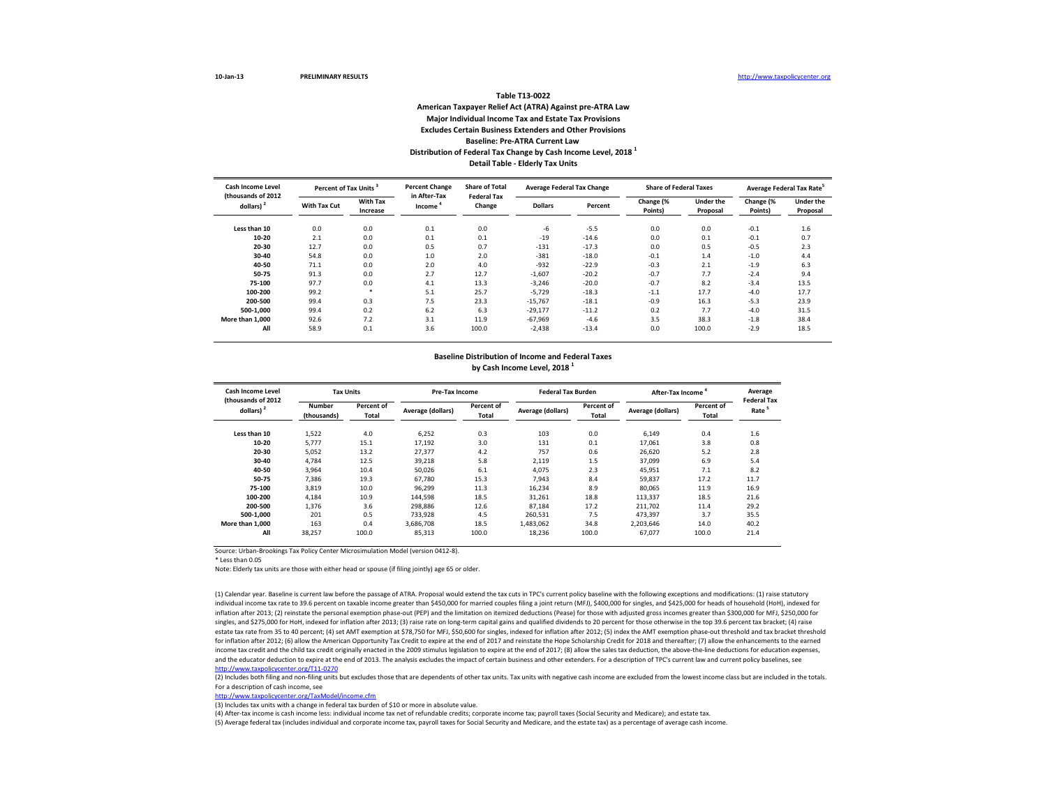10-Jan-13 PRELIMINARY RESULTS http://www.taxpolicycenter.org

**Table T13-0022**
**American Taxpayer Relief Act (ATRA) Against pre-ATRA Law**
**Major Individual Income Tax and Estate Tax Provisions**
**Excludes Certain Business Extenders and Other Provisions**
**Baseline: Pre-ATRA Current Law**
**Distribution of Federal Tax Change by Cash Income Level, 2018** [1]
**Detail Table - Elderly Tax Units**

| Cash Income Level (thousands of 2012 dollars) [2] | Percent of Tax Units [3] | | Percent Change in After-Tax Income [4] | Share of Total Federal Tax Change | Average Federal Tax Change | | Share of Federal Taxes | | Average Federal Tax Rate [5] | |
|---|---|---|---|---|---|---|---|---|---|---|
| | With Tax Cut | With Tax Increase | | | Dollars | Percent | Change (% Points) | Under the Proposal | Change (% Points) | Under the Proposal |
| Less than 10 | 0.0 | 0.0 | 0.1 | 0.0 | -6 | -5.5 | 0.0 | 0.0 | -0.1 | 1.6 |
| 10-20 | 2.1 | 0.0 | 0.1 | 0.1 | -19 | -14.6 | 0.0 | 0.1 | -0.1 | 0.7 |
| 20-30 | 12.7 | 0.0 | 0.5 | 0.7 | -131 | -17.3 | 0.0 | 0.5 | -0.5 | 2.3 |
| 30-40 | 54.8 | 0.0 | 1.0 | 2.0 | -381 | -18.0 | -0.1 | 1.4 | -1.0 | 4.4 |
| 40-50 | 71.1 | 0.0 | 2.0 | 4.0 | -932 | -22.9 | -0.3 | 2.1 | -1.9 | 6.3 |
| 50-75 | 91.3 | 0.0 | 2.7 | 12.7 | -1,607 | -20.2 | -0.7 | 7.7 | -2.4 | 9.4 |
| 75-100 | 97.7 | 0.0 | 4.1 | 13.3 | -3,246 | -20.0 | -0.7 | 8.2 | -3.4 | 13.5 |
| 100-200 | 99.2 | * | 5.1 | 25.7 | -5,729 | -18.3 | -1.1 | 17.7 | -4.0 | 17.7 |
| 200-500 | 99.4 | 0.3 | 7.5 | 23.3 | -15,767 | -18.1 | -0.9 | 16.3 | -5.3 | 23.9 |
| 500-1,000 | 99.4 | 0.2 | 6.2 | 6.3 | -29,177 | -11.2 | 0.2 | 7.7 | -4.0 | 31.5 |
| More than 1,000 | 92.6 | 7.2 | 3.1 | 11.9 | -67,969 | -4.6 | 3.5 | 38.3 | -1.8 | 38.4 |
| All | 58.9 | 0.1 | 3.6 | 100.0 | -2,438 | -13.4 | 0.0 | 100.0 | -2.9 | 18.5 |

**Baseline Distribution of Income and Federal Taxes**
**by Cash Income Level, 2018** [1]

| Cash Income Level (thousands of 2012 dollars) [2] | Tax Units | | Pre-Tax Income | | Federal Tax Burden | | After-Tax Income [4] | | Average Federal Tax Rate [5] |
|---|---|---|---|---|---|---|---|---|---|
| | Number (thousands) | Percent of Total | Average (dollars) | Percent of Total | Average (dollars) | Percent of Total | Average (dollars) | Percent of Total | |
| Less than 10 | 1,522 | 4.0 | 6,252 | 0.3 | 103 | 0.0 | 6,149 | 0.4 | 1.6 |
| 10-20 | 5,777 | 15.1 | 17,192 | 3.0 | 131 | 0.1 | 17,061 | 3.8 | 0.8 |
| 20-30 | 5,052 | 13.2 | 27,377 | 4.2 | 757 | 0.6 | 26,620 | 5.2 | 2.8 |
| 30-40 | 4,784 | 12.5 | 39,218 | 5.8 | 2,119 | 1.5 | 37,099 | 6.9 | 5.4 |
| 40-50 | 3,964 | 10.4 | 50,026 | 6.1 | 4,075 | 2.3 | 45,951 | 7.1 | 8.2 |
| 50-75 | 7,386 | 19.3 | 67,780 | 15.3 | 7,943 | 8.4 | 59,837 | 17.2 | 11.7 |
| 75-100 | 3,819 | 10.0 | 96,299 | 11.3 | 16,234 | 8.9 | 80,065 | 11.9 | 16.9 |
| 100-200 | 4,184 | 10.9 | 144,598 | 18.5 | 31,261 | 18.8 | 113,337 | 18.5 | 21.6 |
| 200-500 | 1,376 | 3.6 | 298,886 | 12.6 | 87,184 | 17.2 | 211,702 | 11.4 | 29.2 |
| 500-1,000 | 201 | 0.5 | 733,928 | 4.5 | 260,531 | 7.5 | 473,397 | 3.7 | 35.5 |
| More than 1,000 | 163 | 0.4 | 3,686,708 | 18.5 | 1,483,062 | 34.8 | 2,203,646 | 14.0 | 40.2 |
| All | 38,257 | 100.0 | 85,313 | 100.0 | 18,236 | 100.0 | 67,077 | 100.0 | 21.4 |

Source: Urban-Brookings Tax Policy Center Microsimulation Model (version 0412-8).

\* Less than 0.05

Note: Elderly tax units are those with either head or spouse (if filing jointly) age 65 or older.

(1) Calendar year. Baseline is current law before the passage of ATRA. Proposal would extend the tax cuts in TPC's current policy baseline with the following exceptions and modifications: (1) raise statutory individual income tax rate to 39.6 percent on taxable income greater than $450,000 for married couples filing a joint return (MFJ), $400,000 for singles, and $425,000 for heads of household (HoH), indexed for inflation after 2013; (2) reinstate the personal exemption phase-out (PEP) and the limitation on itemized deductions (Pease) for those with adjusted gross incomes greater than $300,000 for MFJ, $250,000 for singles, and $275,000 for HoH, indexed for inflation after 2013; (3) raise rate on long-term capital gains and qualified dividends to 20 percent for those otherwise in the top 39.6 percent tax bracket; (4) raise estate tax rate from 35 to 40 percent; (4) set AMT exemption at $78,750 for MFJ, $50,600 for singles, indexed for inflation after 2012; (5) index the AMT exemption phase-out threshold and tax bracket threshold for inflation after 2012; (6) allow the American Opportunity Tax Credit to expire at the end of 2017 and reinstate the Hope Scholarship Credit for 2018 and thereafter; (7) allow the enhancements to the earned income tax credit and the child tax credit originally enacted in the 2009 stimulus legislation to expire at the end of 2017; (8) allow the sales tax deduction, the above-the-line deductions for education expenses, and the educator deduction to expire at the end of 2013. The analysis excludes the impact of certain business and other extenders. For a description of TPC's current law and current policy baselines, see http://www.taxpolicycenter.org/T11-0270

(2) Includes both filing and non-filing units but excludes those that are dependents of other tax units. Tax units with negative cash income are excluded from the lowest income class but are included in the totals. For a description of cash income, see
http://www.taxpolicycenter.org/TaxModel/income.cfm

(3) Includes tax units with a change in federal tax burden of $10 or more in absolute value.

(4) After-tax income is cash income less: individual income tax net of refundable credits; corporate income tax; payroll taxes (Social Security and Medicare); and estate tax.

(5) Average federal tax (includes individual and corporate income tax, payroll taxes for Social Security and Medicare, and the estate tax) as a percentage of average cash income.